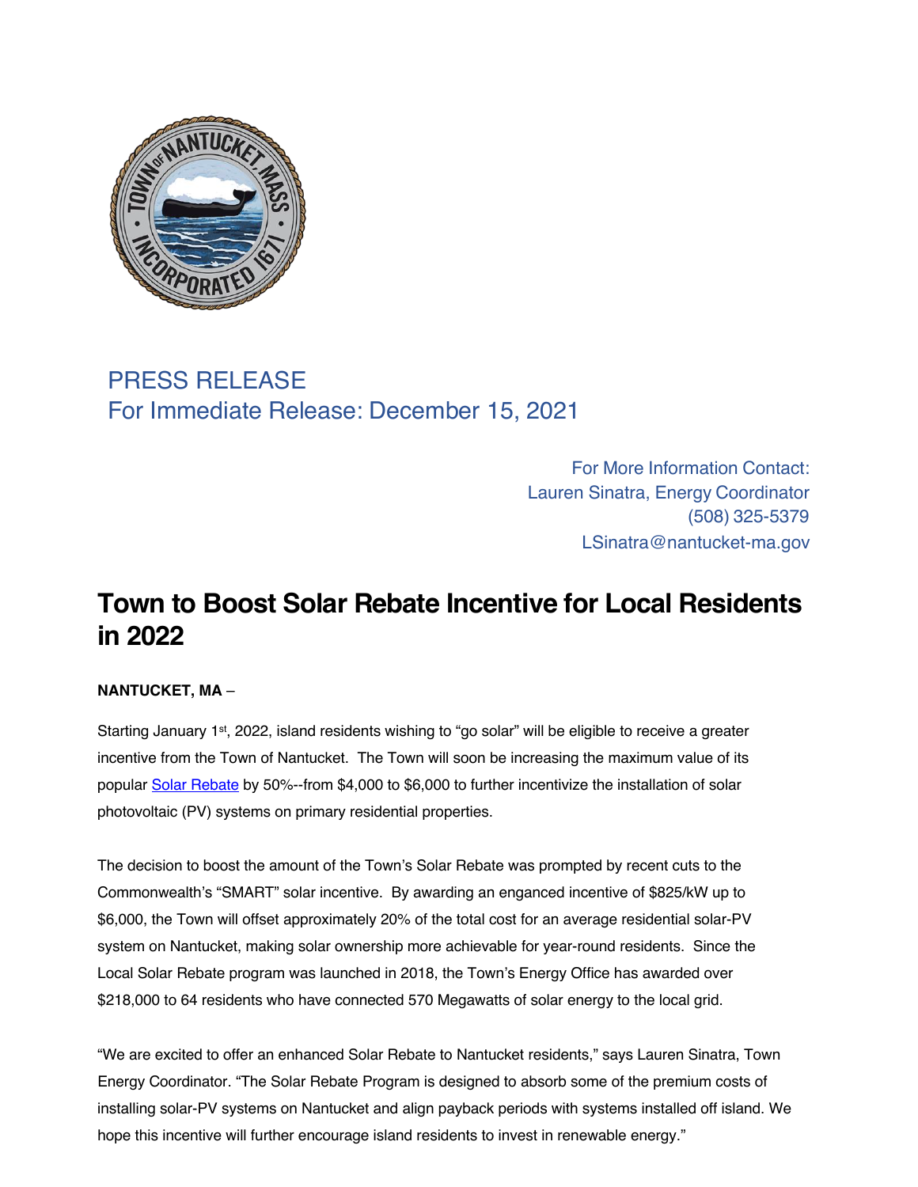PRESS RELEASE
For Immediate Release: December 15, 2021

For More Information Contact:
Lauren Sinatra, Energy Coordinator
(508) 325-5379
LSinatra@nantucket-ma.gov

# Town to Boost Solar Rebate Incentive for Local Residents in 2022

**NANTUCKET, MA** –

Starting January 1st, 2022, island residents wishing to "go solar" will be eligible to receive a greater incentive from the Town of Nantucket. The Town will soon be increasing the maximum value of its popular Solar Rebate by 50%--from $4,000 to $6,000 to further incentivize the installation of solar photovoltaic (PV) systems on primary residential properties.

The decision to boost the amount of the Town's Solar Rebate was prompted by recent cuts to the Commonwealth's "SMART" solar incentive. By awarding an enganced incentive of $825/kW up to $6,000, the Town will offset approximately 20% of the total cost for an average residential solar-PV system on Nantucket, making solar ownership more achievable for year-round residents. Since the Local Solar Rebate program was launched in 2018, the Town's Energy Office has awarded over $218,000 to 64 residents who have connected 570 Megawatts of solar energy to the local grid.

"We are excited to offer an enhanced Solar Rebate to Nantucket residents," says Lauren Sinatra, Town Energy Coordinator. "The Solar Rebate Program is designed to absorb some of the premium costs of installing solar-PV systems on Nantucket and align payback periods with systems installed off island. We hope this incentive will further encourage island residents to invest in renewable energy."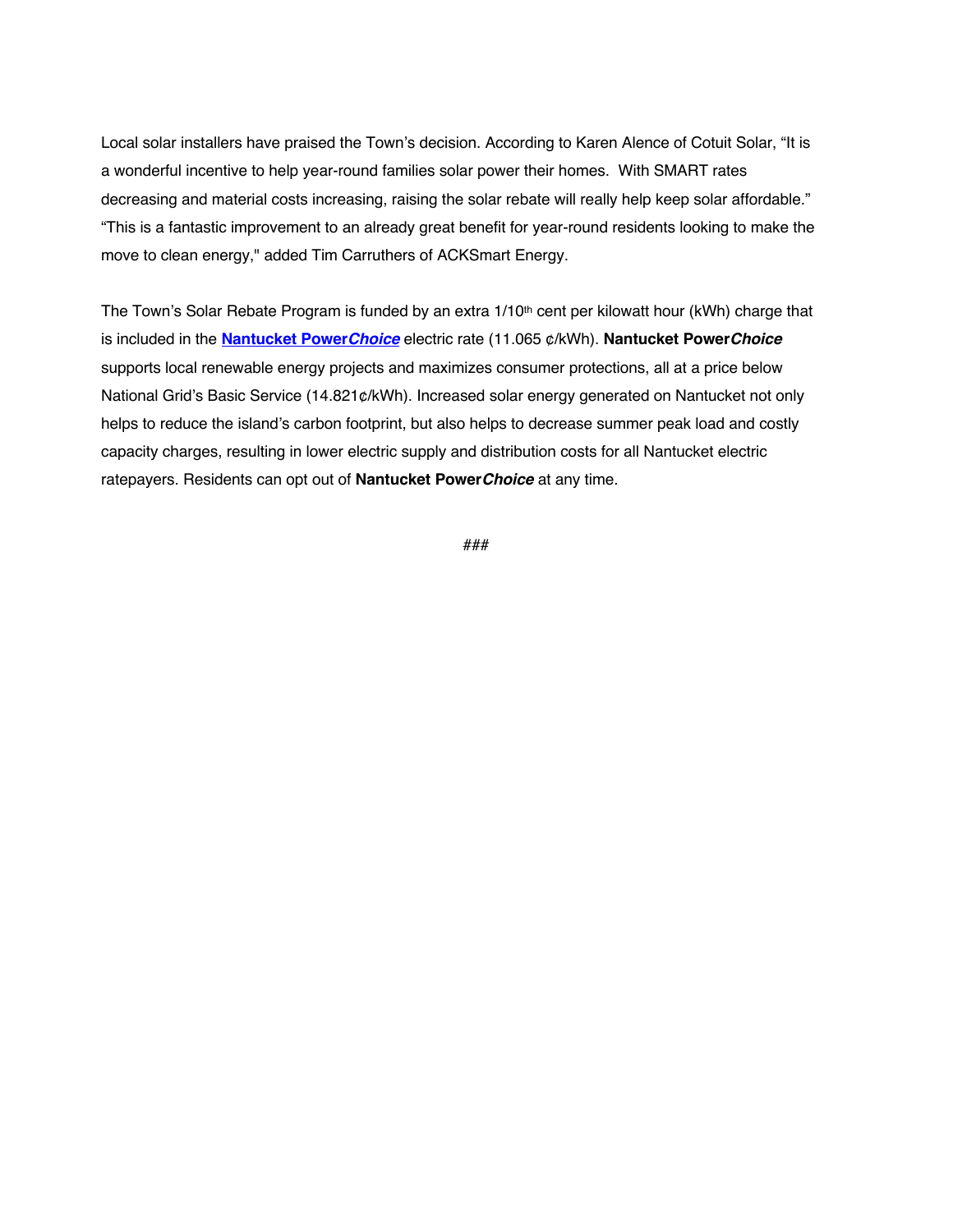Local solar installers have praised the Town's decision. According to Karen Alence of Cotuit Solar, "It is a wonderful incentive to help year-round families solar power their homes. With SMART rates decreasing and material costs increasing, raising the solar rebate will really help keep solar affordable." "This is a fantastic improvement to an already great benefit for year-round residents looking to make the move to clean energy," added Tim Carruthers of ACKSmart Energy.

The Town's Solar Rebate Program is funded by an extra 1/10th cent per kilowatt hour (kWh) charge that is included in the **Nantucket Power*Choice*** electric rate (11.065 ¢/kWh). **Nantucket Power*Choice*** supports local renewable energy projects and maximizes consumer protections, all at a price below National Grid's Basic Service (14.821¢/kWh). Increased solar energy generated on Nantucket not only helps to reduce the island's carbon footprint, but also helps to decrease summer peak load and costly capacity charges, resulting in lower electric supply and distribution costs for all Nantucket electric ratepayers. Residents can opt out of **Nantucket Power*Choice*** at any time.

###